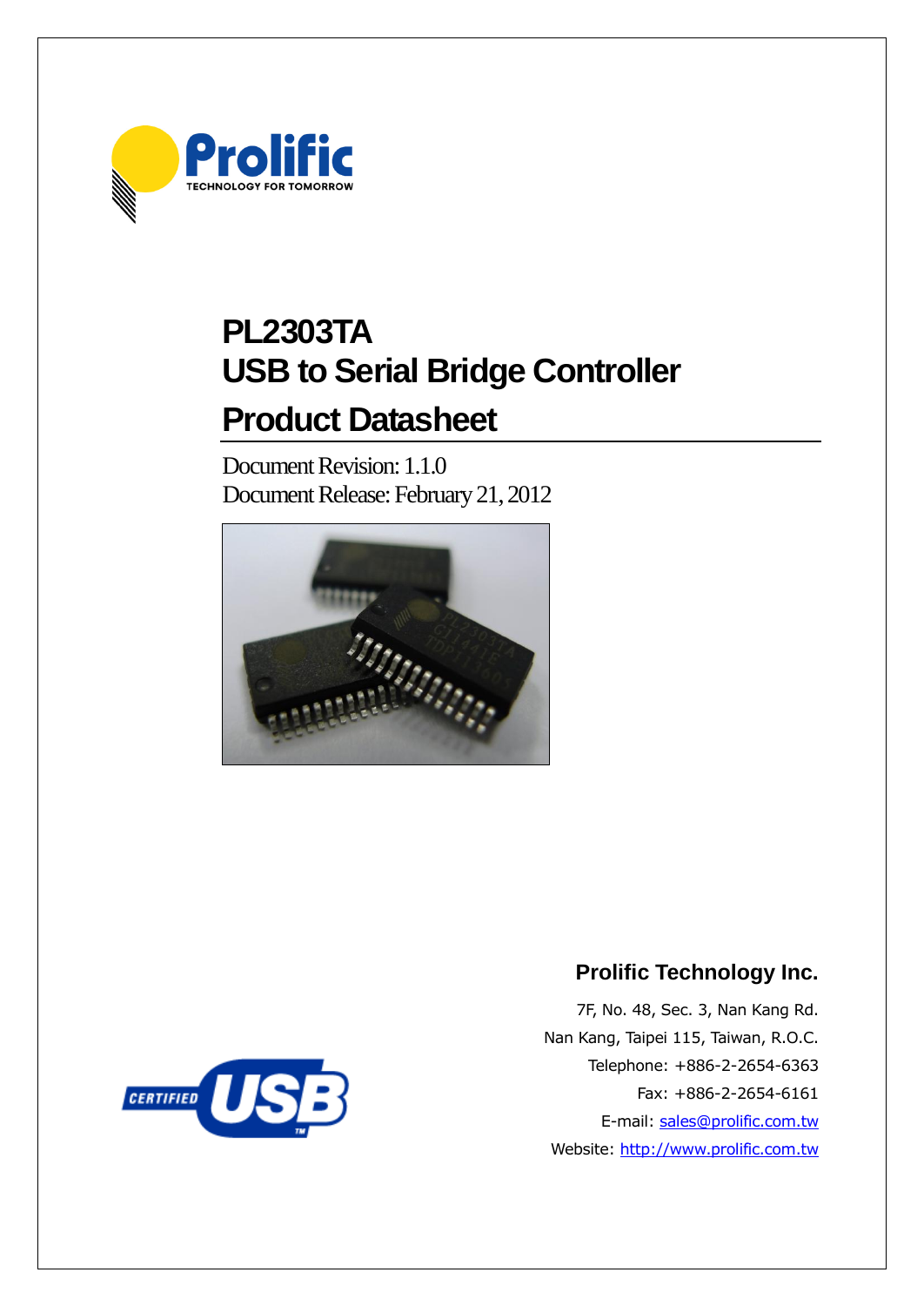# PL2303TA
# USB to Serial Bridge Controller
# Product Datasheet

Document Revision: 1.1.0
Document Release: February 21, 2012

## Prolific Technology Inc.

7F, No. 48, Sec. 3, Nan Kang Rd.
Nan Kang, Taipei 115, Taiwan, R.O.C.
Telephone: +886-2-2654-6363
Fax: +886-2-2654-6161
E-mail: sales@prolific.com.tw
Website: http://www.prolific.com.tw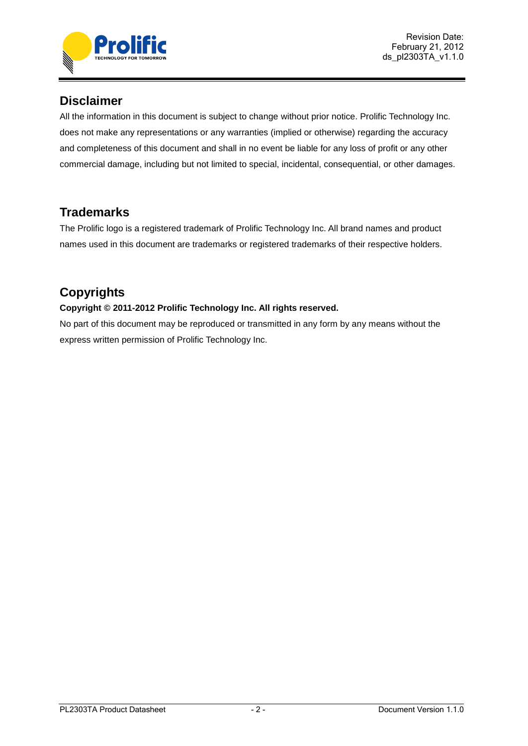## Disclaimer

All the information in this document is subject to change without prior notice. Prolific Technology Inc. does not make any representations or any warranties (implied or otherwise) regarding the accuracy and completeness of this document and shall in no event be liable for any loss of profit or any other commercial damage, including but not limited to special, incidental, consequential, or other damages.

## Trademarks

The Prolific logo is a registered trademark of Prolific Technology Inc. All brand names and product names used in this document are trademarks or registered trademarks of their respective holders.

## Copyrights

**Copyright © 2011-2012 Prolific Technology Inc. All rights reserved.**

No part of this document may be reproduced or transmitted in any form by any means without the express written permission of Prolific Technology Inc.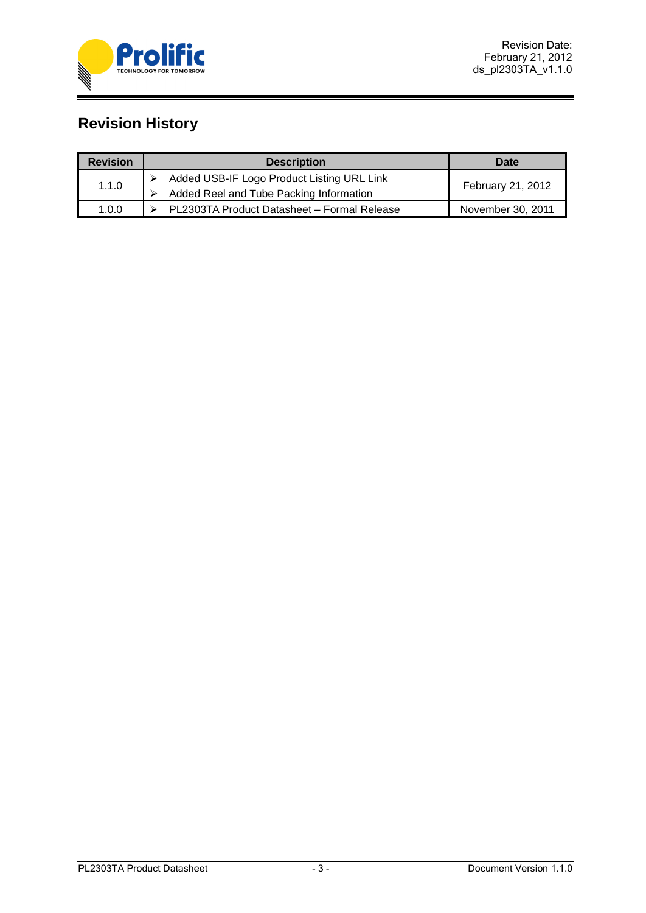## Revision History

| Revision | Description | Date |
|---|---|---|
| 1.1.0 | ➢ Added USB-IF Logo Product Listing URL Link<br>➢ Added Reel and Tube Packing Information | February 21, 2012 |
| 1.0.0 | ➢ PL2303TA Product Datasheet – Formal Release | November 30, 2011 |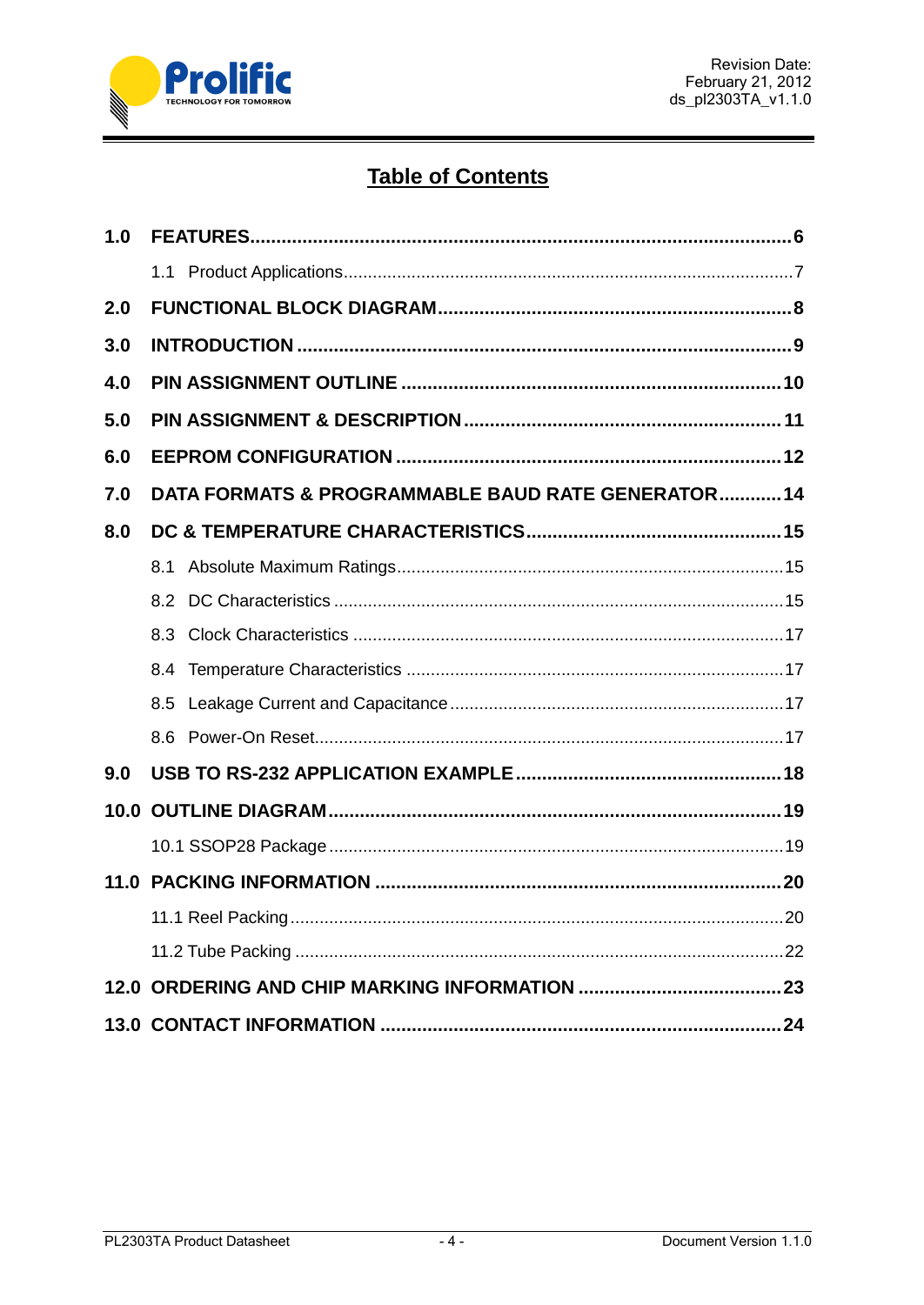# Table of Contents

**1.0 FEATURES** .......................................................... **6**

  1.1 Product Applications .......................................................... 7

**2.0 FUNCTIONAL BLOCK DIAGRAM** .......................................................... **8**

**3.0 INTRODUCTION** .......................................................... **9**

**4.0 PIN ASSIGNMENT OUTLINE** .......................................................... **10**

**5.0 PIN ASSIGNMENT & DESCRIPTION** .......................................................... **11**

**6.0 EEPROM CONFIGURATION** .......................................................... **12**

**7.0 DATA FORMATS & PROGRAMMABLE BAUD RATE GENERATOR** .......................................................... **14**

**8.0 DC & TEMPERATURE CHARACTERISTICS** .......................................................... **15**

  8.1 Absolute Maximum Ratings .......................................................... 15

  8.2 DC Characteristics .......................................................... 15

  8.3 Clock Characteristics .......................................................... 17

  8.4 Temperature Characteristics .......................................................... 17

  8.5 Leakage Current and Capacitance .......................................................... 17

  8.6 Power-On Reset .......................................................... 17

**9.0 USB TO RS-232 APPLICATION EXAMPLE** .......................................................... **18**

**10.0 OUTLINE DIAGRAM** .......................................................... **19**

  10.1 SSOP28 Package .......................................................... 19

**11.0 PACKING INFORMATION** .......................................................... **20**

  11.1 Reel Packing .......................................................... 20

  11.2 Tube Packing .......................................................... 22

**12.0 ORDERING AND CHIP MARKING INFORMATION** .......................................................... **23**

**13.0 CONTACT INFORMATION** .......................................................... **24**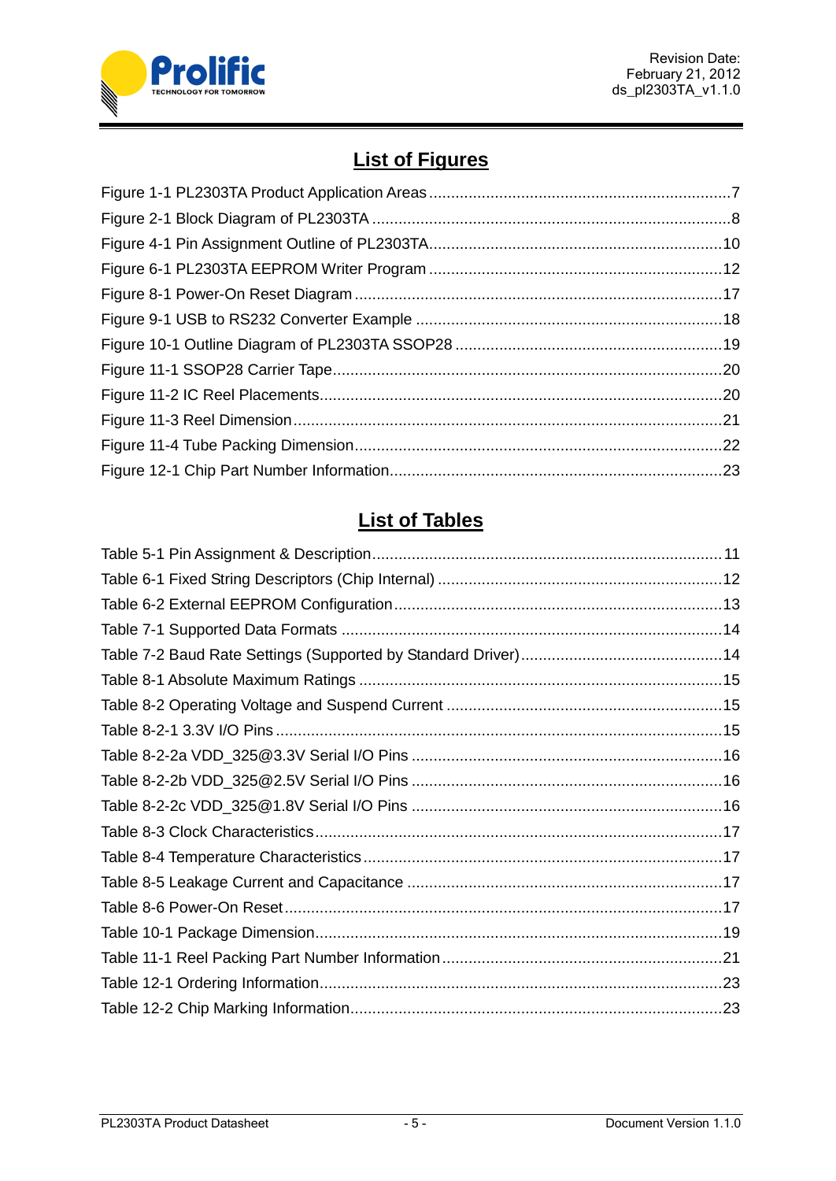## List of Figures

Figure 1-1 PL2303TA Product Application Areas ....................................................................7
Figure 2-1 Block Diagram of PL2303TA ...................................................................................8
Figure 4-1 Pin Assignment Outline of PL2303TA...................................................................10
Figure 6-1 PL2303TA EEPROM Writer Program ...................................................................12
Figure 8-1 Power-On Reset Diagram ....................................................................................17
Figure 9-1 USB to RS232 Converter Example ......................................................................18
Figure 10-1 Outline Diagram of PL2303TA SSOP28 .............................................................19
Figure 11-1 SSOP28 Carrier Tape.........................................................................................20
Figure 11-2 IC Reel Placements............................................................................................20
Figure 11-3 Reel Dimension ..................................................................................................21
Figure 11-4 Tube Packing Dimension....................................................................................22
Figure 12-1 Chip Part Number Information............................................................................23

## List of Tables

Table 5-1 Pin Assignment & Description................................................................................11
Table 6-1 Fixed String Descriptors (Chip Internal) .................................................................12
Table 6-2 External EEPROM Configuration...........................................................................13
Table 7-1 Supported Data Formats .......................................................................................14
Table 7-2 Baud Rate Settings (Supported by Standard Driver)..............................................14
Table 8-1 Absolute Maximum Ratings ...................................................................................15
Table 8-2 Operating Voltage and Suspend Current ...............................................................15
Table 8-2-1 3.3V I/O Pins ......................................................................................................15
Table 8-2-2a VDD_325@3.3V Serial I/O Pins .......................................................................16
Table 8-2-2b VDD_325@2.5V Serial I/O Pins .......................................................................16
Table 8-2-2c VDD_325@1.8V Serial I/O Pins .......................................................................16
Table 8-3 Clock Characteristics.............................................................................................17
Table 8-4 Temperature Characteristics..................................................................................17
Table 8-5 Leakage Current and Capacitance ........................................................................17
Table 8-6 Power-On Reset....................................................................................................17
Table 10-1 Package Dimension.............................................................................................19
Table 11-1 Reel Packing Part Number Information................................................................21
Table 12-1 Ordering Information............................................................................................23
Table 12-2 Chip Marking Information.....................................................................................23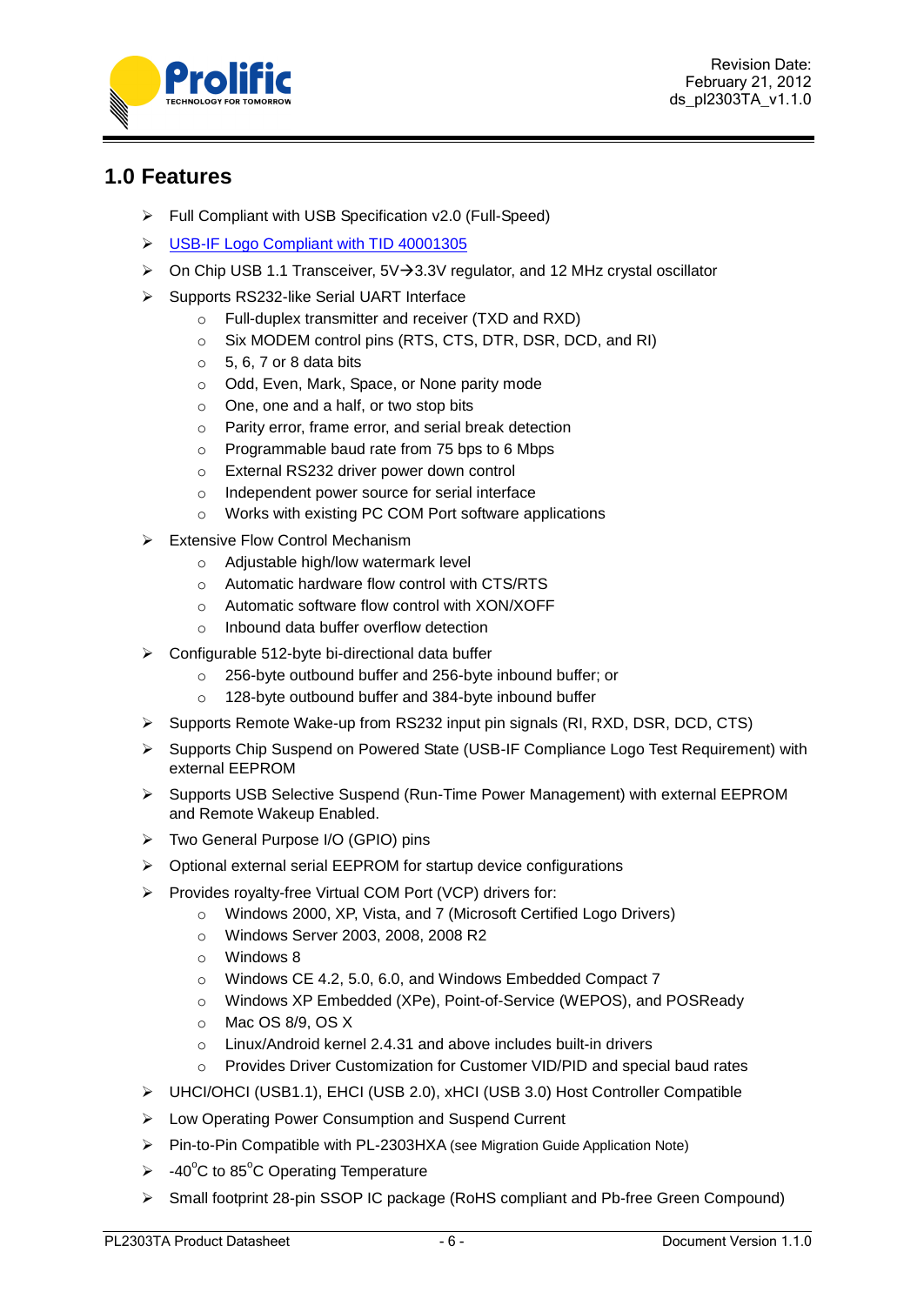## 1.0 Features

- Full Compliant with USB Specification v2.0 (Full-Speed)
- USB-IF Logo Compliant with TID 40001305
- On Chip USB 1.1 Transceiver, 5V→3.3V regulator, and 12 MHz crystal oscillator
- Supports RS232-like Serial UART Interface
  - Full-duplex transmitter and receiver (TXD and RXD)
  - Six MODEM control pins (RTS, CTS, DTR, DSR, DCD, and RI)
  - 5, 6, 7 or 8 data bits
  - Odd, Even, Mark, Space, or None parity mode
  - One, one and a half, or two stop bits
  - Parity error, frame error, and serial break detection
  - Programmable baud rate from 75 bps to 6 Mbps
  - External RS232 driver power down control
  - Independent power source for serial interface
  - Works with existing PC COM Port software applications
- Extensive Flow Control Mechanism
  - Adjustable high/low watermark level
  - Automatic hardware flow control with CTS/RTS
  - Automatic software flow control with XON/XOFF
  - Inbound data buffer overflow detection
- Configurable 512-byte bi-directional data buffer
  - 256-byte outbound buffer and 256-byte inbound buffer; or
  - 128-byte outbound buffer and 384-byte inbound buffer
- Supports Remote Wake-up from RS232 input pin signals (RI, RXD, DSR, DCD, CTS)
- Supports Chip Suspend on Powered State (USB-IF Compliance Logo Test Requirement) with external EEPROM
- Supports USB Selective Suspend (Run-Time Power Management) with external EEPROM and Remote Wakeup Enabled.
- Two General Purpose I/O (GPIO) pins
- Optional external serial EEPROM for startup device configurations
- Provides royalty-free Virtual COM Port (VCP) drivers for:
  - Windows 2000, XP, Vista, and 7 (Microsoft Certified Logo Drivers)
  - Windows Server 2003, 2008, 2008 R2
  - Windows 8
  - Windows CE 4.2, 5.0, 6.0, and Windows Embedded Compact 7
  - Windows XP Embedded (XPe), Point-of-Service (WEPOS), and POSReady
  - Mac OS 8/9, OS X
  - Linux/Android kernel 2.4.31 and above includes built-in drivers
  - Provides Driver Customization for Customer VID/PID and special baud rates
- UHCI/OHCI (USB1.1), EHCI (USB 2.0), xHCI (USB 3.0) Host Controller Compatible
- Low Operating Power Consumption and Suspend Current
- Pin-to-Pin Compatible with PL-2303HXA (see Migration Guide Application Note)
- -40°C to 85°C Operating Temperature
- Small footprint 28-pin SSOP IC package (RoHS compliant and Pb-free Green Compound)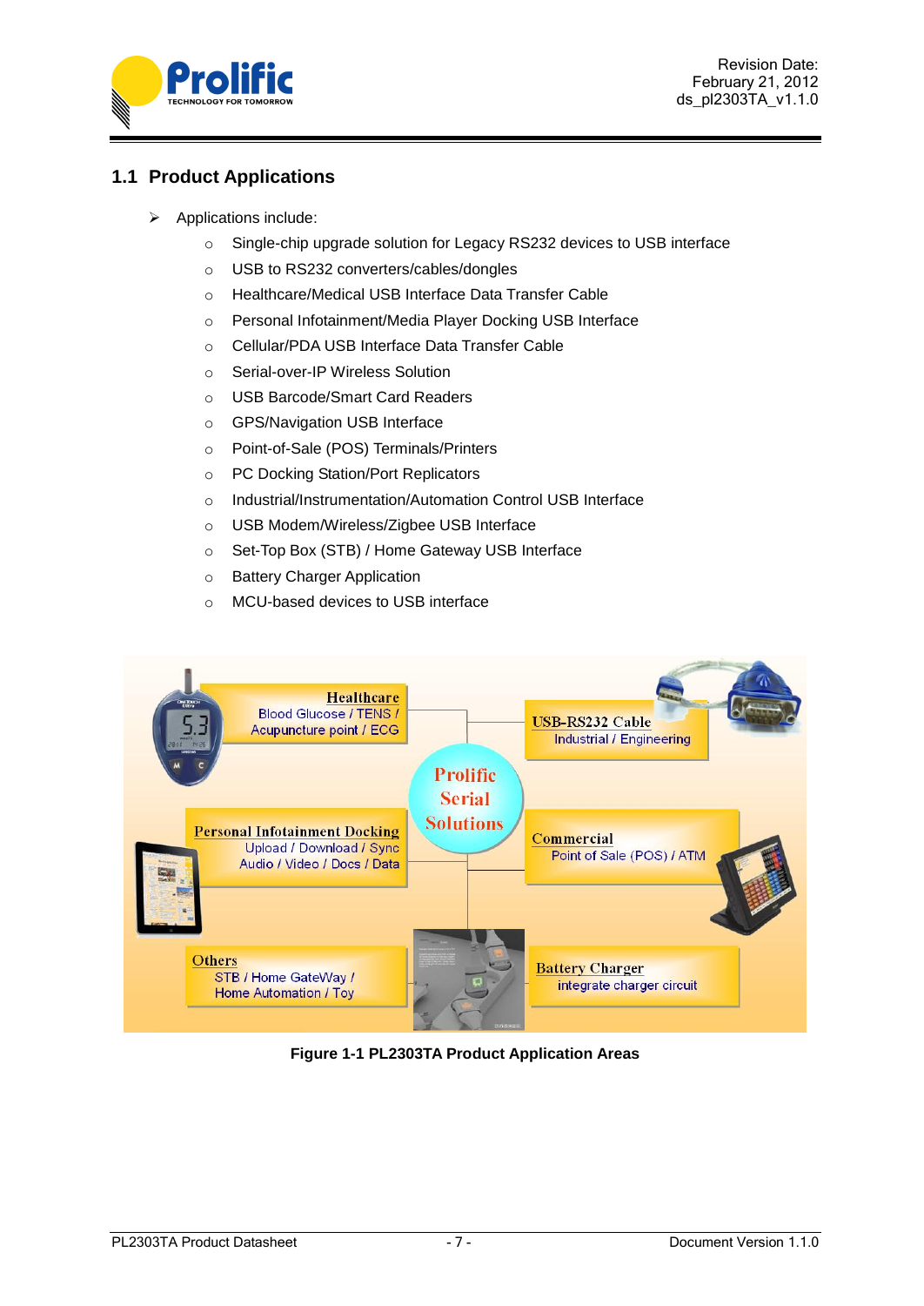## 1.1 Product Applications

- Applications include:
    - Single-chip upgrade solution for Legacy RS232 devices to USB interface
    - USB to RS232 converters/cables/dongles
    - Healthcare/Medical USB Interface Data Transfer Cable
    - Personal Infotainment/Media Player Docking USB Interface
    - Cellular/PDA USB Interface Data Transfer Cable
    - Serial-over-IP Wireless Solution
    - USB Barcode/Smart Card Readers
    - GPS/Navigation USB Interface
    - Point-of-Sale (POS) Terminals/Printers
    - PC Docking Station/Port Replicators
    - Industrial/Instrumentation/Automation Control USB Interface
    - USB Modem/Wireless/Zigbee USB Interface
    - Set-Top Box (STB) / Home Gateway USB Interface
    - Battery Charger Application
    - MCU-based devices to USB interface

**Figure 1-1 PL2303TA Product Application Areas**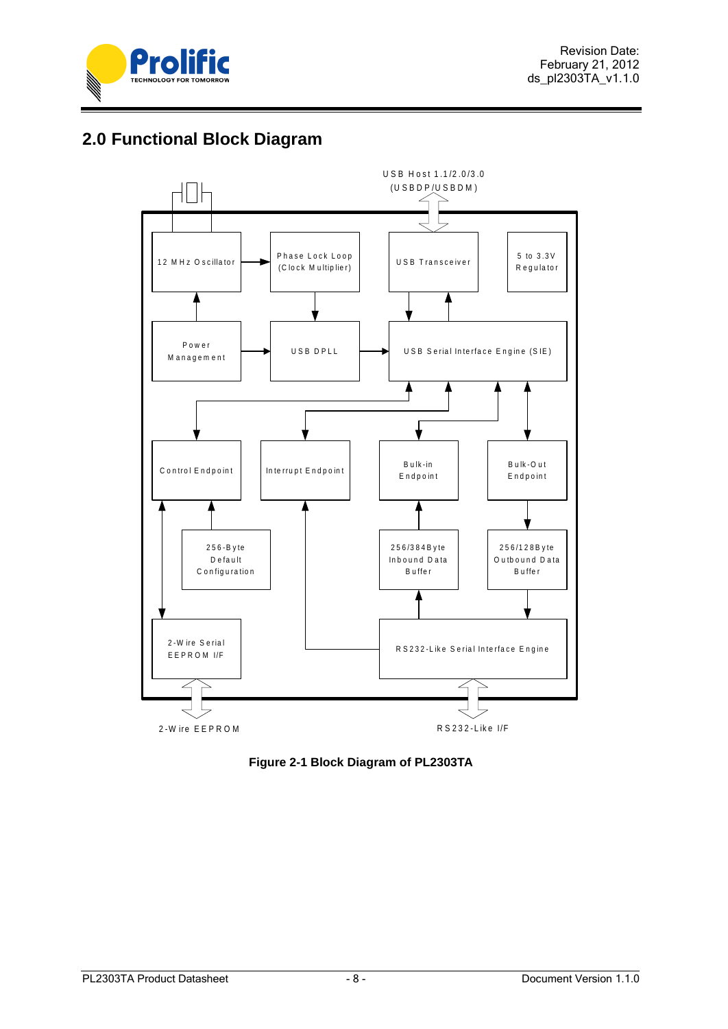## 2.0 Functional Block Diagram

USB Host 1.1/2.0/3.0
(USBDP/USBDM)

12 MHz Oscillator

Phase Lock Loop (Clock Multiplier)

USB Transceiver

5 to 3.3V Regulator

Power Management

USB DPLL

USB Serial Interface Engine (SIE)

Control Endpoint

Interrupt Endpoint

Bulk-in Endpoint

Bulk-Out Endpoint

256-Byte Default Configuration

256/384Byte Inbound Data Buffer

256/128Byte Outbound Data Buffer

2-Wire Serial EEPROM I/F

RS232-Like Serial Interface Engine

2-Wire EEPROM

RS232-Like I/F

**Figure 2-1 Block Diagram of PL2303TA**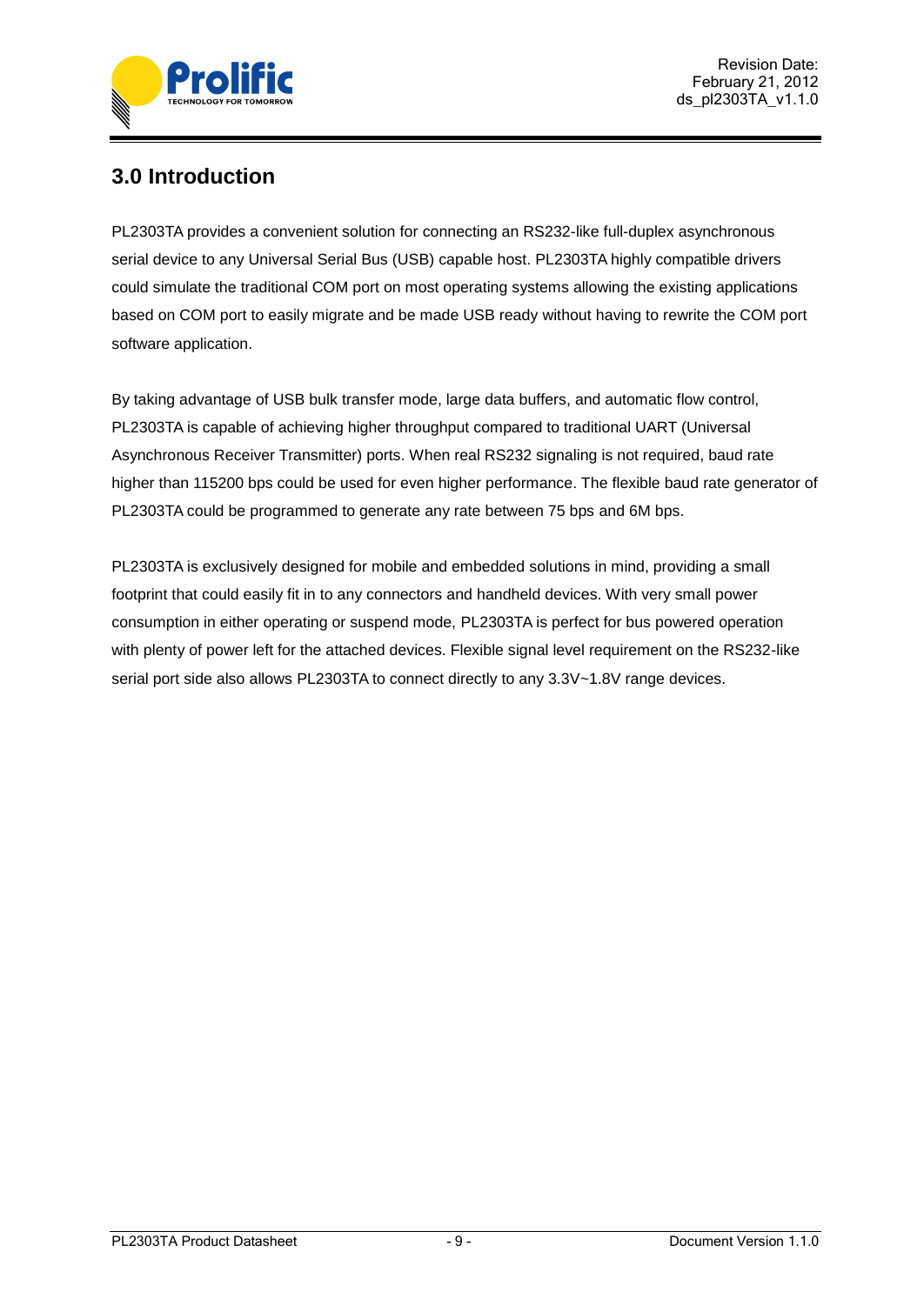## 3.0 Introduction

PL2303TA provides a convenient solution for connecting an RS232-like full-duplex asynchronous serial device to any Universal Serial Bus (USB) capable host. PL2303TA highly compatible drivers could simulate the traditional COM port on most operating systems allowing the existing applications based on COM port to easily migrate and be made USB ready without having to rewrite the COM port software application.

By taking advantage of USB bulk transfer mode, large data buffers, and automatic flow control, PL2303TA is capable of achieving higher throughput compared to traditional UART (Universal Asynchronous Receiver Transmitter) ports. When real RS232 signaling is not required, baud rate higher than 115200 bps could be used for even higher performance. The flexible baud rate generator of PL2303TA could be programmed to generate any rate between 75 bps and 6M bps.

PL2303TA is exclusively designed for mobile and embedded solutions in mind, providing a small footprint that could easily fit in to any connectors and handheld devices. With very small power consumption in either operating or suspend mode, PL2303TA is perfect for bus powered operation with plenty of power left for the attached devices. Flexible signal level requirement on the RS232-like serial port side also allows PL2303TA to connect directly to any 3.3V~1.8V range devices.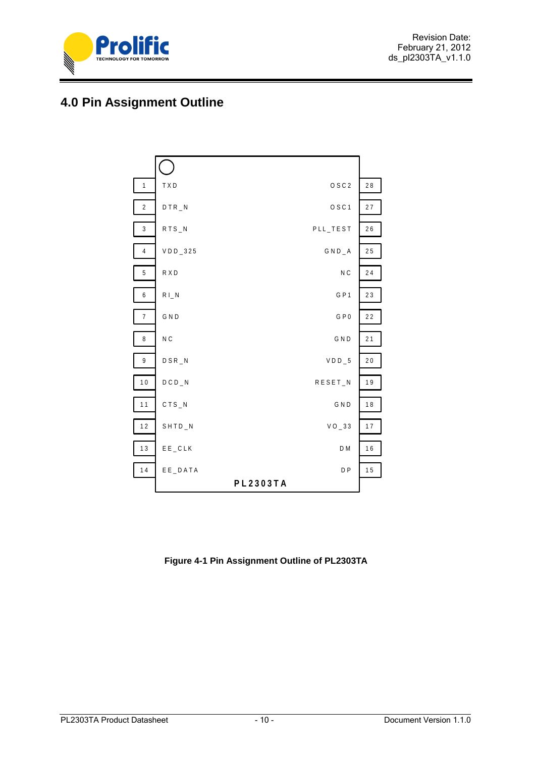# 4.0 Pin Assignment Outline

| Pin | Name | Name | Pin |
|---|---|---|---|
| 1 | TXD | OSC2 | 28 |
| 2 | DTR_N | OSC1 | 27 |
| 3 | RTS_N | PLL_TEST | 26 |
| 4 | VDD_325 | GND_A | 25 |
| 5 | RXD | NC | 24 |
| 6 | RI_N | GP1 | 23 |
| 7 | GND | GP0 | 22 |
| 8 | NC | GND | 21 |
| 9 | DSR_N | VDD_5 | 20 |
| 10 | DCD_N | RESET_N | 19 |
| 11 | CTS_N | GND | 18 |
| 12 | SHTD_N | VO_33 | 17 |
| 13 | EE_CLK | DM | 16 |
| 14 | EE_DATA | DP | 15 |

PL2303TA

**Figure 4-1 Pin Assignment Outline of PL2303TA**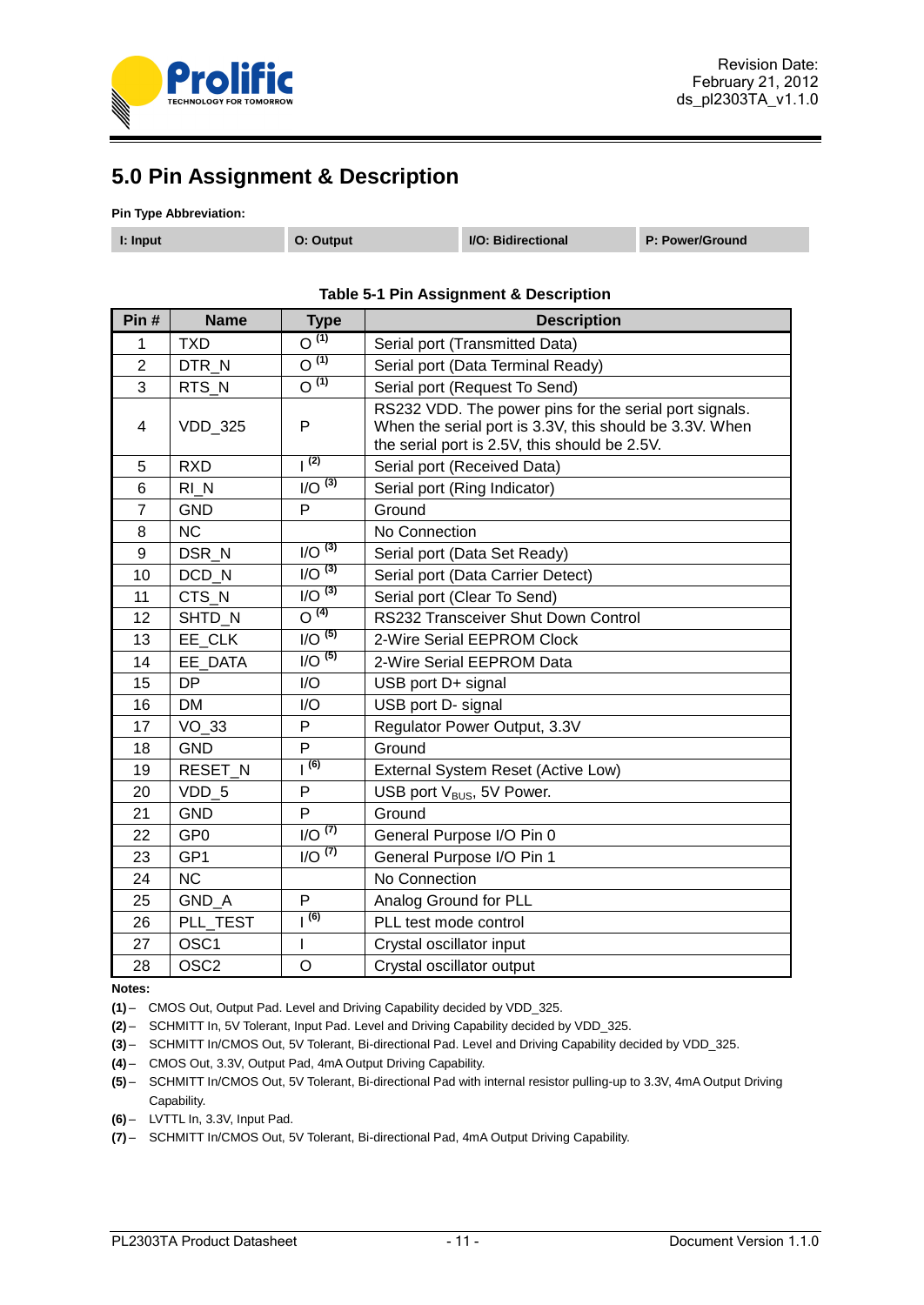# 5.0 Pin Assignment & Description

**Pin Type Abbreviation:**

| I: Input | O: Output | I/O: Bidirectional | P: Power/Ground |
|---|---|---|---|

**Table 5-1 Pin Assignment & Description**

| Pin # | Name | Type | Description |
|---|---|---|---|
| 1 | TXD | O (1) | Serial port (Transmitted Data) |
| 2 | DTR_N | O (1) | Serial port (Data Terminal Ready) |
| 3 | RTS_N | O (1) | Serial port (Request To Send) |
| 4 | VDD_325 | P | RS232 VDD. The power pins for the serial port signals. When the serial port is 3.3V, this should be 3.3V. When the serial port is 2.5V, this should be 2.5V. |
| 5 | RXD | I (2) | Serial port (Received Data) |
| 6 | RI_N | I/O (3) | Serial port (Ring Indicator) |
| 7 | GND | P | Ground |
| 8 | NC | | No Connection |
| 9 | DSR_N | I/O (3) | Serial port (Data Set Ready) |
| 10 | DCD_N | I/O (3) | Serial port (Data Carrier Detect) |
| 11 | CTS_N | I/O (3) | Serial port (Clear To Send) |
| 12 | SHTD_N | O (4) | RS232 Transceiver Shut Down Control |
| 13 | EE_CLK | I/O (5) | 2-Wire Serial EEPROM Clock |
| 14 | EE_DATA | I/O (5) | 2-Wire Serial EEPROM Data |
| 15 | DP | I/O | USB port D+ signal |
| 16 | DM | I/O | USB port D- signal |
| 17 | VO_33 | P | Regulator Power Output, 3.3V |
| 18 | GND | P | Ground |
| 19 | RESET_N | I (6) | External System Reset (Active Low) |
| 20 | VDD_5 | P | USB port $V_{BUS}$, 5V Power. |
| 21 | GND | P | Ground |
| 22 | GP0 | I/O (7) | General Purpose I/O Pin 0 |
| 23 | GP1 | I/O (7) | General Purpose I/O Pin 1 |
| 24 | NC | | No Connection |
| 25 | GND_A | P | Analog Ground for PLL |
| 26 | PLL_TEST | I (6) | PLL test mode control |
| 27 | OSC1 | I | Crystal oscillator input |
| 28 | OSC2 | O | Crystal oscillator output |

**Notes:**

**(1)** – CMOS Out, Output Pad. Level and Driving Capability decided by VDD_325.

**(2)** – SCHMITT In, 5V Tolerant, Input Pad. Level and Driving Capability decided by VDD_325.

**(3)** – SCHMITT In/CMOS Out, 5V Tolerant, Bi-directional Pad. Level and Driving Capability decided by VDD_325.

**(4)** – CMOS Out, 3.3V, Output Pad, 4mA Output Driving Capability.

**(5)** – SCHMITT In/CMOS Out, 5V Tolerant, Bi-directional Pad with internal resistor pulling-up to 3.3V, 4mA Output Driving Capability.

**(6)** – LVTTL In, 3.3V, Input Pad.

**(7)** – SCHMITT In/CMOS Out, 5V Tolerant, Bi-directional Pad, 4mA Output Driving Capability.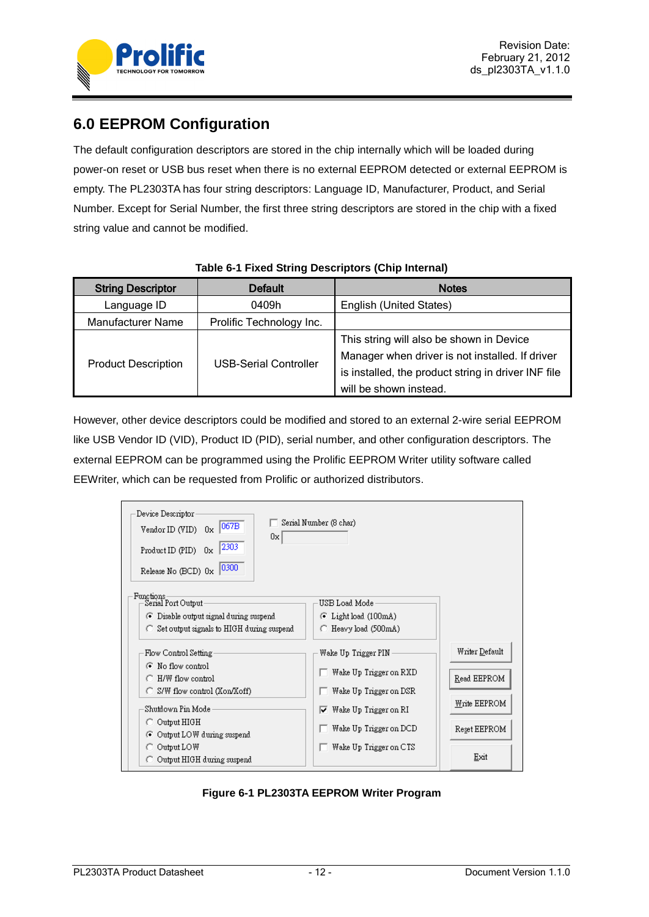## 6.0 EEPROM Configuration

The default configuration descriptors are stored in the chip internally which will be loaded during power-on reset or USB bus reset when there is no external EEPROM detected or external EEPROM is empty. The PL2303TA has four string descriptors: Language ID, Manufacturer, Product, and Serial Number. Except for Serial Number, the first three string descriptors are stored in the chip with a fixed string value and cannot be modified.

**Table 6-1 Fixed String Descriptors (Chip Internal)**

| String Descriptor | Default | Notes |
|---|---|---|
| Language ID | 0409h | English (United States) |
| Manufacturer Name | Prolific Technology Inc. | |
| Product Description | USB-Serial Controller | This string will also be shown in Device Manager when driver is not installed. If driver is installed, the product string in driver INF file will be shown instead. |

However, other device descriptors could be modified and stored to an external 2-wire serial EEPROM like USB Vendor ID (VID), Product ID (PID), serial number, and other configuration descriptors. The external EEPROM can be programmed using the Prolific EEPROM Writer utility software called EEWriter, which can be requested from Prolific or authorized distributors.

**Figure 6-1 PL2303TA EEPROM Writer Program**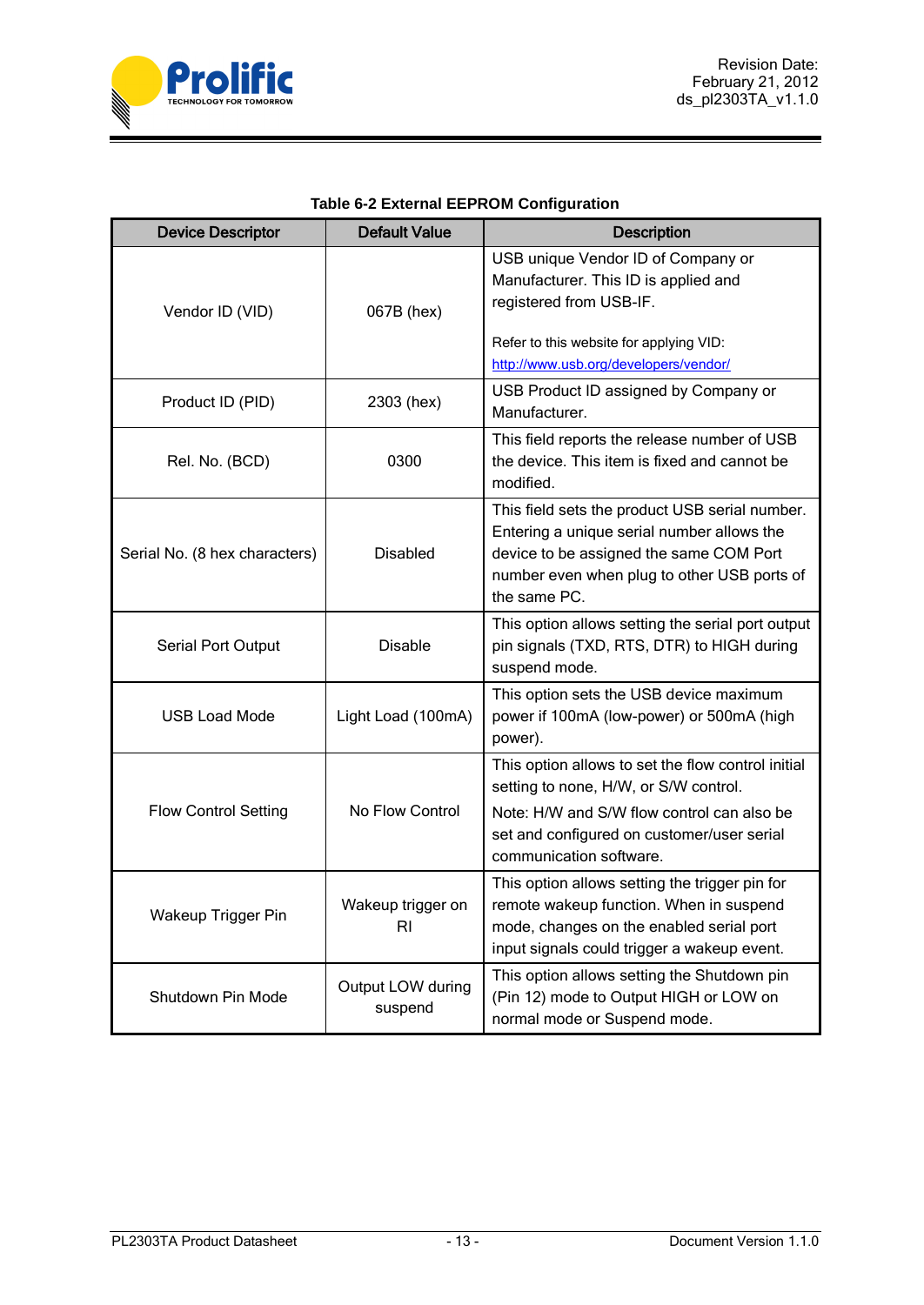**Table 6-2 External EEPROM Configuration**

| Device Descriptor | Default Value | Description |
|---|---|---|
| Vendor ID (VID) | 067B (hex) | USB unique Vendor ID of Company or Manufacturer. This ID is applied and registered from USB-IF.<br><br>Refer to this website for applying VID: http://www.usb.org/developers/vendor/ |
| Product ID (PID) | 2303 (hex) | USB Product ID assigned by Company or Manufacturer. |
| Rel. No. (BCD) | 0300 | This field reports the release number of USB the device. This item is fixed and cannot be modified. |
| Serial No. (8 hex characters) | Disabled | This field sets the product USB serial number. Entering a unique serial number allows the device to be assigned the same COM Port number even when plug to other USB ports of the same PC. |
| Serial Port Output | Disable | This option allows setting the serial port output pin signals (TXD, RTS, DTR) to HIGH during suspend mode. |
| USB Load Mode | Light Load (100mA) | This option sets the USB device maximum power if 100mA (low-power) or 500mA (high power). |
| Flow Control Setting | No Flow Control | This option allows to set the flow control initial setting to none, H/W, or S/W control.<br>Note: H/W and S/W flow control can also be set and configured on customer/user serial communication software. |
| Wakeup Trigger Pin | Wakeup trigger on RI | This option allows setting the trigger pin for remote wakeup function. When in suspend mode, changes on the enabled serial port input signals could trigger a wakeup event. |
| Shutdown Pin Mode | Output LOW during suspend | This option allows setting the Shutdown pin (Pin 12) mode to Output HIGH or LOW on normal mode or Suspend mode. |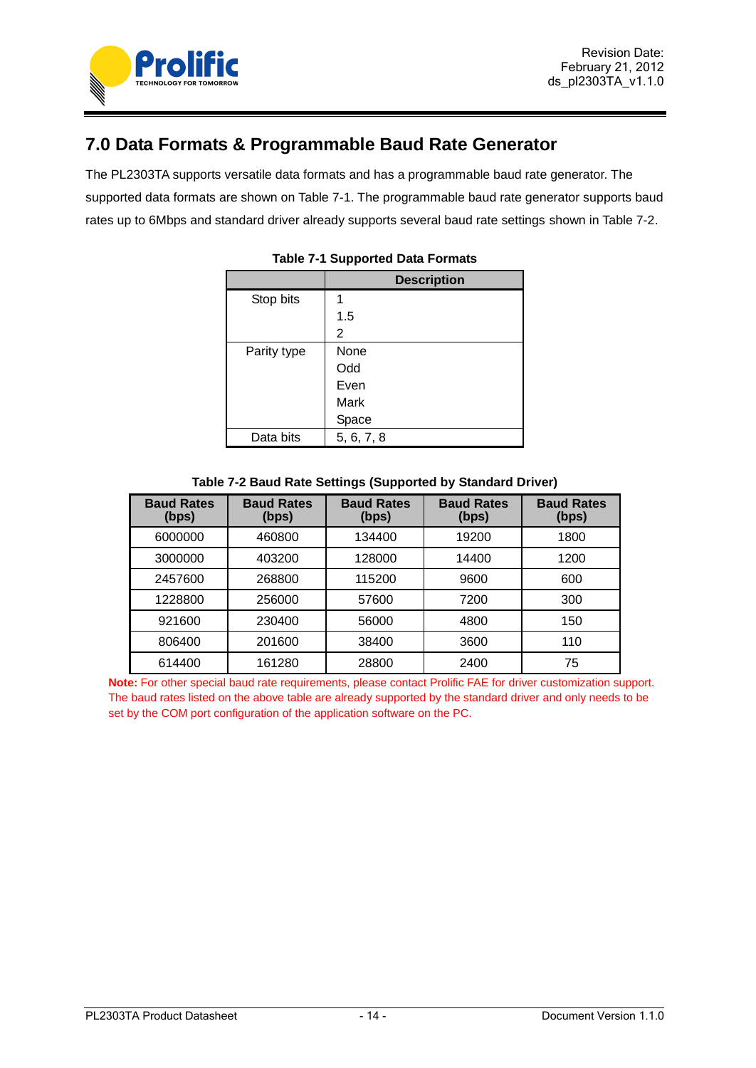## 7.0 Data Formats & Programmable Baud Rate Generator

The PL2303TA supports versatile data formats and has a programmable baud rate generator. The supported data formats are shown on Table 7-1. The programmable baud rate generator supports baud rates up to 6Mbps and standard driver already supports several baud rate settings shown in Table 7-2.

**Table 7-1 Supported Data Formats**

| | Description |
|---|---|
| Stop bits | 1<br>1.5<br>2 |
| Parity type | None<br>Odd<br>Even<br>Mark<br>Space |
| Data bits | 5, 6, 7, 8 |

**Table 7-2 Baud Rate Settings (Supported by Standard Driver)**

| Baud Rates (bps) | Baud Rates (bps) | Baud Rates (bps) | Baud Rates (bps) | Baud Rates (bps) |
|---|---|---|---|---|
| 6000000 | 460800 | 134400 | 19200 | 1800 |
| 3000000 | 403200 | 128000 | 14400 | 1200 |
| 2457600 | 268800 | 115200 | 9600 | 600 |
| 1228800 | 256000 | 57600 | 7200 | 300 |
| 921600 | 230400 | 56000 | 4800 | 150 |
| 806400 | 201600 | 38400 | 3600 | 110 |
| 614400 | 161280 | 28800 | 2400 | 75 |

**Note:** For other special baud rate requirements, please contact Prolific FAE for driver customization support. The baud rates listed on the above table are already supported by the standard driver and only needs to be set by the COM port configuration of the application software on the PC.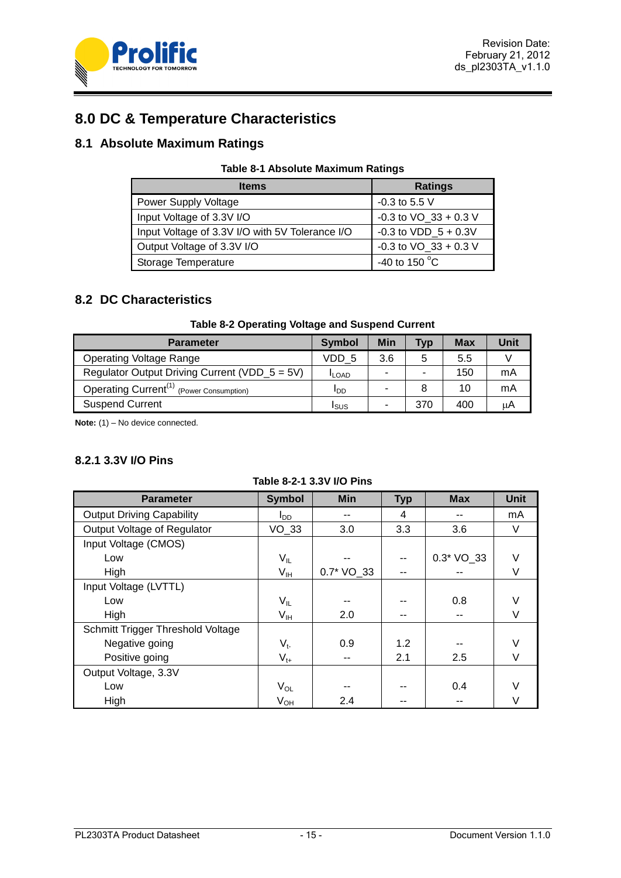# 8.0 DC & Temperature Characteristics

## 8.1 Absolute Maximum Ratings

**Table 8-1 Absolute Maximum Ratings**

| Items | Ratings |
|---|---|
| Power Supply Voltage | -0.3 to 5.5 V |
| Input Voltage of 3.3V I/O | -0.3 to VO_33 + 0.3 V |
| Input Voltage of 3.3V I/O with 5V Tolerance I/O | -0.3 to VDD_5 + 0.3V |
| Output Voltage of 3.3V I/O | -0.3 to VO_33 + 0.3 V |
| Storage Temperature | -40 to 150 °C |

## 8.2 DC Characteristics

**Table 8-2 Operating Voltage and Suspend Current**

| Parameter | Symbol | Min | Typ | Max | Unit |
|---|---|---|---|---|---|
| Operating Voltage Range | VDD_5 | 3.6 | 5 | 5.5 | V |
| Regulator Output Driving Current (VDD_5 = 5V) | $I_{LOAD}$ | - | - | 150 | mA |
| Operating Current[1] (Power Consumption) | $I_{DD}$ | - | 8 | 10 | mA |
| Suspend Current | $I_{SUS}$ | - | 370 | 400 | μA |

**Note:** (1) – No device connected.

### 8.2.1 3.3V I/O Pins

**Table 8-2-1 3.3V I/O Pins**

| Parameter | Symbol | Min | Typ | Max | Unit |
|---|---|---|---|---|---|
| Output Driving Capability | $I_{DD}$ | -- | 4 | -- | mA |
| Output Voltage of Regulator | VO_33 | 3.0 | 3.3 | 3.6 | V |
| Input Voltage (CMOS) | | | | | |
| Low | $V_{IL}$ | -- | -- | 0.3* VO_33 | V |
| High | $V_{IH}$ | 0.7* VO_33 | -- | -- | V |
| Input Voltage (LVTTL) | | | | | |
| Low | $V_{IL}$ | -- | -- | 0.8 | V |
| High | $V_{IH}$ | 2.0 | -- | -- | V |
| Schmitt Trigger Threshold Voltage | | | | | |
| Negative going | $V_{t-}$ | 0.9 | 1.2 | -- | V |
| Positive going | $V_{t+}$ | -- | 2.1 | 2.5 | V |
| Output Voltage, 3.3V | | | | | |
| Low | $V_{OL}$ | -- | -- | 0.4 | V |
| High | $V_{OH}$ | 2.4 | -- | -- | V |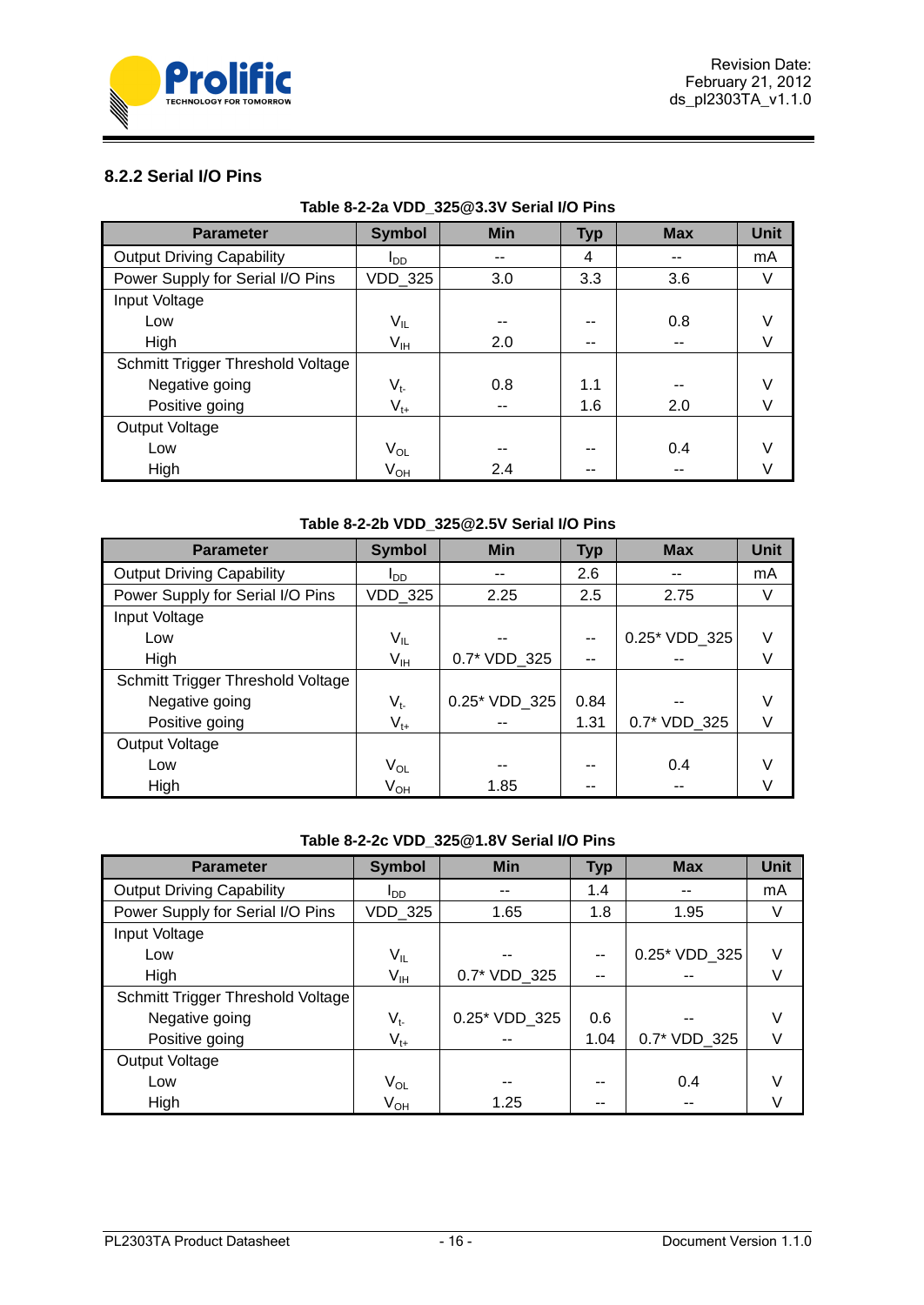### 8.2.2 Serial I/O Pins

**Table 8-2-2a VDD_325@3.3V Serial I/O Pins**

| Parameter | Symbol | Min | Typ | Max | Unit |
|---|---|---|---|---|---|
| Output Driving Capability | $I_{DD}$ | -- | 4 | -- | mA |
| Power Supply for Serial I/O Pins | VDD_325 | 3.0 | 3.3 | 3.6 | V |
| Input Voltage | | | | | |
| Low | $V_{IL}$ | -- | -- | 0.8 | V |
| High | $V_{IH}$ | 2.0 | -- | -- | V |
| Schmitt Trigger Threshold Voltage | | | | | |
| Negative going | $V_{t-}$ | 0.8 | 1.1 | -- | V |
| Positive going | $V_{t+}$ | -- | 1.6 | 2.0 | V |
| Output Voltage | | | | | |
| Low | $V_{OL}$ | -- | -- | 0.4 | V |
| High | $V_{OH}$ | 2.4 | -- | -- | V |

**Table 8-2-2b VDD_325@2.5V Serial I/O Pins**

| Parameter | Symbol | Min | Typ | Max | Unit |
|---|---|---|---|---|---|
| Output Driving Capability | $I_{DD}$ | -- | 2.6 | -- | mA |
| Power Supply for Serial I/O Pins | VDD_325 | 2.25 | 2.5 | 2.75 | V |
| Input Voltage | | | | | |
| Low | $V_{IL}$ | -- | -- | 0.25* VDD_325 | V |
| High | $V_{IH}$ | 0.7* VDD_325 | -- | -- | V |
| Schmitt Trigger Threshold Voltage | | | | | |
| Negative going | $V_{t-}$ | 0.25* VDD_325 | 0.84 | -- | V |
| Positive going | $V_{t+}$ | -- | 1.31 | 0.7* VDD_325 | V |
| Output Voltage | | | | | |
| Low | $V_{OL}$ | -- | -- | 0.4 | V |
| High | $V_{OH}$ | 1.85 | -- | -- | V |

**Table 8-2-2c VDD_325@1.8V Serial I/O Pins**

| Parameter | Symbol | Min | Typ | Max | Unit |
|---|---|---|---|---|---|
| Output Driving Capability | $I_{DD}$ | -- | 1.4 | -- | mA |
| Power Supply for Serial I/O Pins | VDD_325 | 1.65 | 1.8 | 1.95 | V |
| Input Voltage | | | | | |
| Low | $V_{IL}$ | -- | -- | 0.25* VDD_325 | V |
| High | $V_{IH}$ | 0.7* VDD_325 | -- | -- | V |
| Schmitt Trigger Threshold Voltage | | | | | |
| Negative going | $V_{t-}$ | 0.25* VDD_325 | 0.6 | -- | V |
| Positive going | $V_{t+}$ | -- | 1.04 | 0.7* VDD_325 | V |
| Output Voltage | | | | | |
| Low | $V_{OL}$ | -- | -- | 0.4 | V |
| High | $V_{OH}$ | 1.25 | -- | -- | V |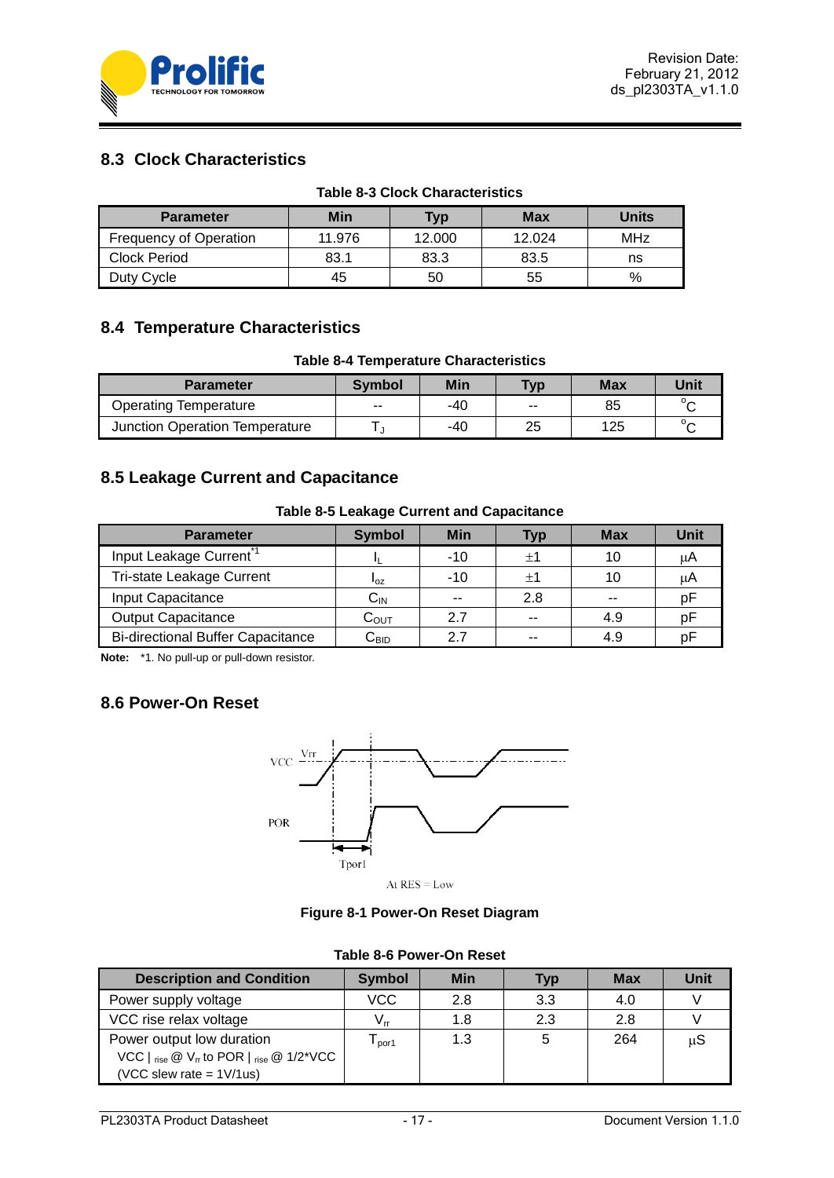## 8.3 Clock Characteristics

**Table 8-3 Clock Characteristics**

| Parameter | Min | Typ | Max | Units |
|---|---|---|---|---|
| Frequency of Operation | 11.976 | 12.000 | 12.024 | MHz |
| Clock Period | 83.1 | 83.3 | 83.5 | ns |
| Duty Cycle | 45 | 50 | 55 | % |

## 8.4 Temperature Characteristics

**Table 8-4 Temperature Characteristics**

| Parameter | Symbol | Min | Typ | Max | Unit |
|---|---|---|---|---|---|
| Operating Temperature | -- | -40 | -- | 85 | $^{o}C$ |
| Junction Operation Temperature | $T_J$ | -40 | 25 | 125 | $^{o}C$ |

## 8.5 Leakage Current and Capacitance

**Table 8-5 Leakage Current and Capacitance**

| Parameter | Symbol | Min | Typ | Max | Unit |
|---|---|---|---|---|---|
| Input Leakage Current[*1] | $I_L$ | -10 | ±1 | 10 | μA |
| Tri-state Leakage Current | $I_{oz}$ | -10 | ±1 | 10 | μA |
| Input Capacitance | $C_{IN}$ | -- | 2.8 | -- | pF |
| Output Capacitance | $C_{OUT}$ | 2.7 | -- | 4.9 | pF |
| Bi-directional Buffer Capacitance | $C_{BID}$ | 2.7 | -- | 4.9 | pF |

**Note:** *1. No pull-up or pull-down resistor.

## 8.6 Power-On Reset

VCC Vrr POR Tpor1

At RES = Low

**Figure 8-1 Power-On Reset Diagram**

**Table 8-6 Power-On Reset**

| Description and Condition | Symbol | Min | Typ | Max | Unit |
|---|---|---|---|---|---|
| Power supply voltage | VCC | 2.8 | 3.3 | 4.0 | V |
| VCC rise relax voltage | $V_{rr}$ | 1.8 | 2.3 | 2.8 | V |
| Power output low duration<br>VCC $\vert_{rise}$ @ $V_{rr}$ to POR $\vert_{rise}$ @ 1/2*VCC<br>(VCC slew rate = 1V/1us) | $T_{por1}$ | 1.3 | 5 | 264 | μS |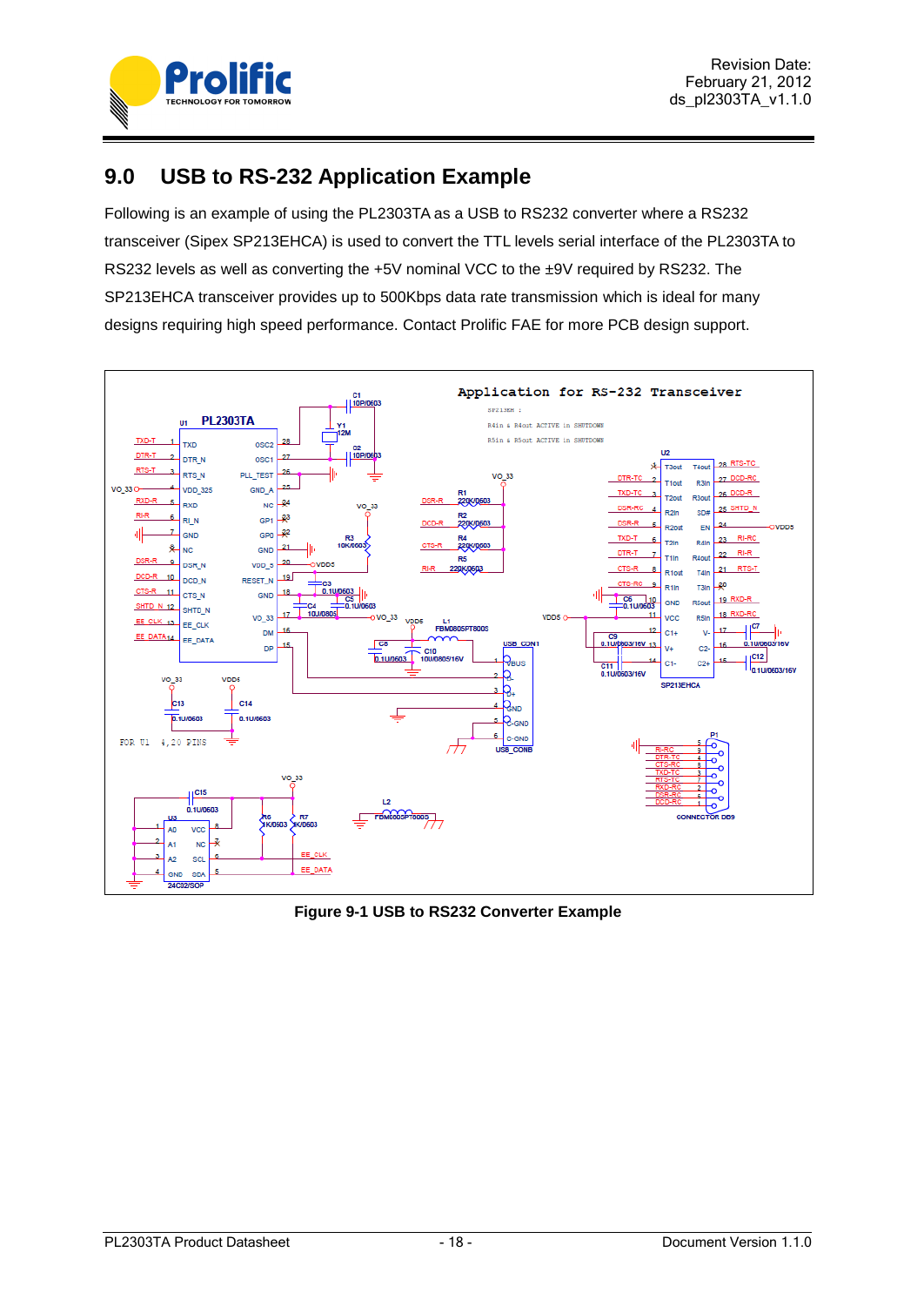## 9.0 USB to RS-232 Application Example

Following is an example of using the PL2303TA as a USB to RS232 converter where a RS232 transceiver (Sipex SP213EHCA) is used to convert the TTL levels serial interface of the PL2303TA to RS232 levels as well as converting the +5V nominal VCC to the ±9V required by RS232. The SP213EHCA transceiver provides up to 500Kbps data rate transmission which is ideal for many designs requiring high speed performance. Contact Prolific FAE for more PCB design support.

**Figure 9-1 USB to RS232 Converter Example**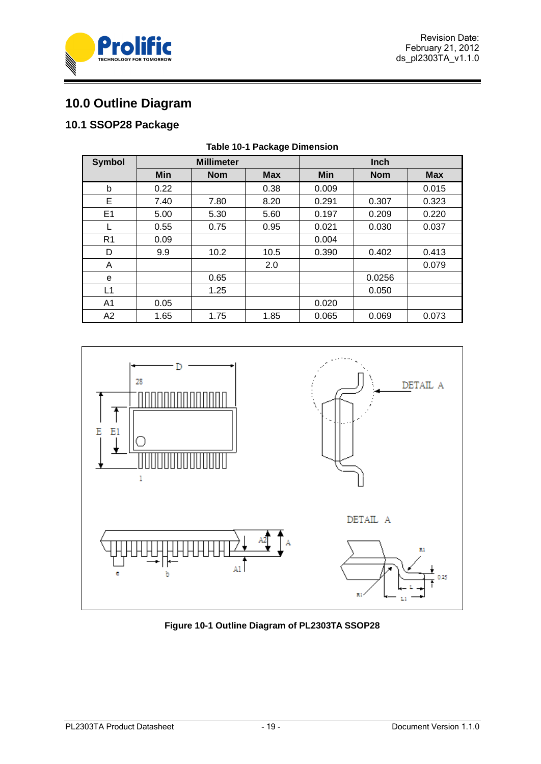# 10.0 Outline Diagram

## 10.1 SSOP28 Package

**Table 10-1 Package Dimension**

| Symbol | Millimeter | | | Inch | | |
|---|---|---|---|---|---|---|
| | Min | Nom | Max | Min | Nom | Max |
| b | 0.22 | | 0.38 | 0.009 | | 0.015 |
| E | 7.40 | 7.80 | 8.20 | 0.291 | 0.307 | 0.323 |
| E1 | 5.00 | 5.30 | 5.60 | 0.197 | 0.209 | 0.220 |
| L | 0.55 | 0.75 | 0.95 | 0.021 | 0.030 | 0.037 |
| R1 | 0.09 | | | 0.004 | | |
| D | 9.9 | 10.2 | 10.5 | 0.390 | 0.402 | 0.413 |
| A | | | 2.0 | | | 0.079 |
| e | | 0.65 | | | 0.0256 | |
| L1 | | 1.25 | | | 0.050 | |
| A1 | 0.05 | | | 0.020 | | |
| A2 | 1.65 | 1.75 | 1.85 | 0.065 | 0.069 | 0.073 |

**Figure 10-1 Outline Diagram of PL2303TA SSOP28**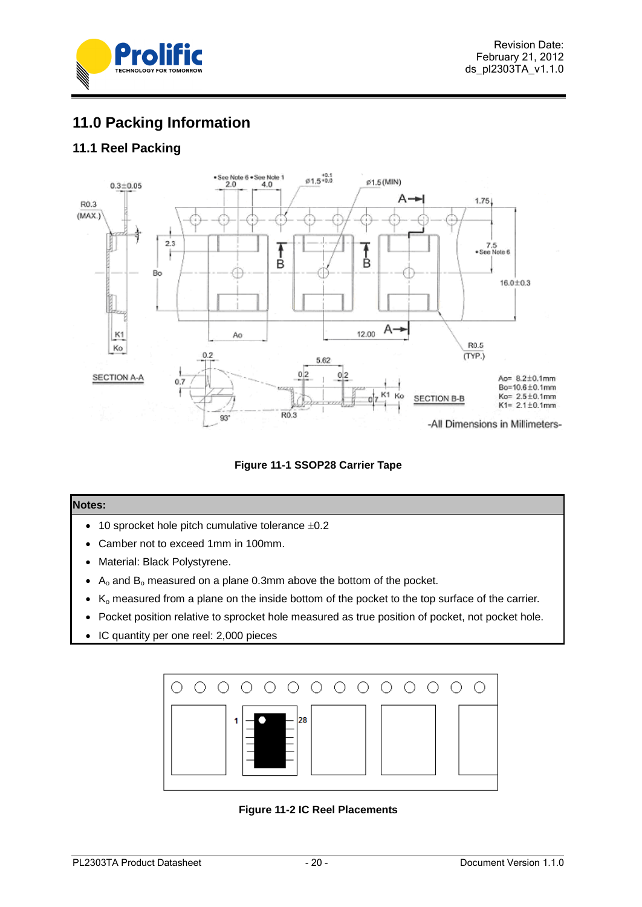## 11.0 Packing Information

### 11.1 Reel Packing

**Figure 11-1 SSOP28 Carrier Tape**

| Notes: |
|---|
| • 10 sprocket hole pitch cumulative tolerance ±0.2<br>• Camber not to exceed 1mm in 100mm.<br>• Material: Black Polystyrene.<br>• $A_o$ and $B_o$ measured on a plane 0.3mm above the bottom of the pocket.<br>• $K_o$ measured from a plane on the inside bottom of the pocket to the top surface of the carrier.<br>• Pocket position relative to sprocket hole measured as true position of pocket, not pocket hole.<br>• IC quantity per one reel: 2,000 pieces |

**Figure 11-2 IC Reel Placements**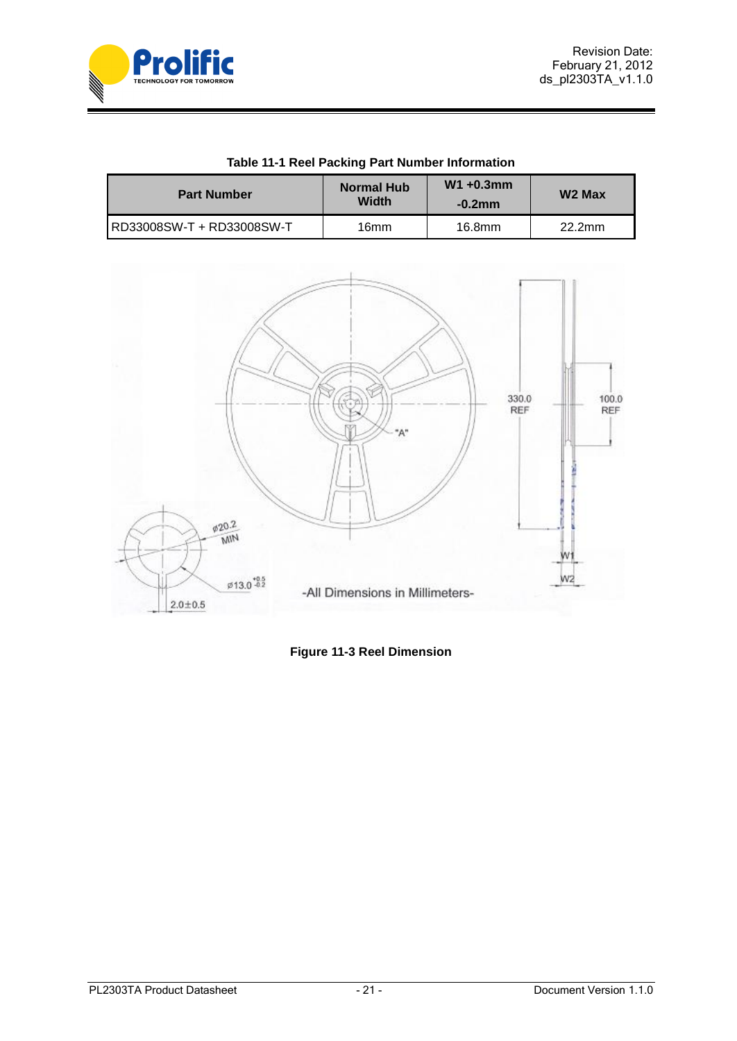**Table 11-1 Reel Packing Part Number Information**

| Part Number | Normal Hub Width | W1 +0.3mm -0.2mm | W2 Max |
|---|---|---|---|
| RD33008SW-T + RD33008SW-T | 16mm | 16.8mm | 22.2mm |

-All Dimensions in Millimeters-

**Figure 11-3 Reel Dimension**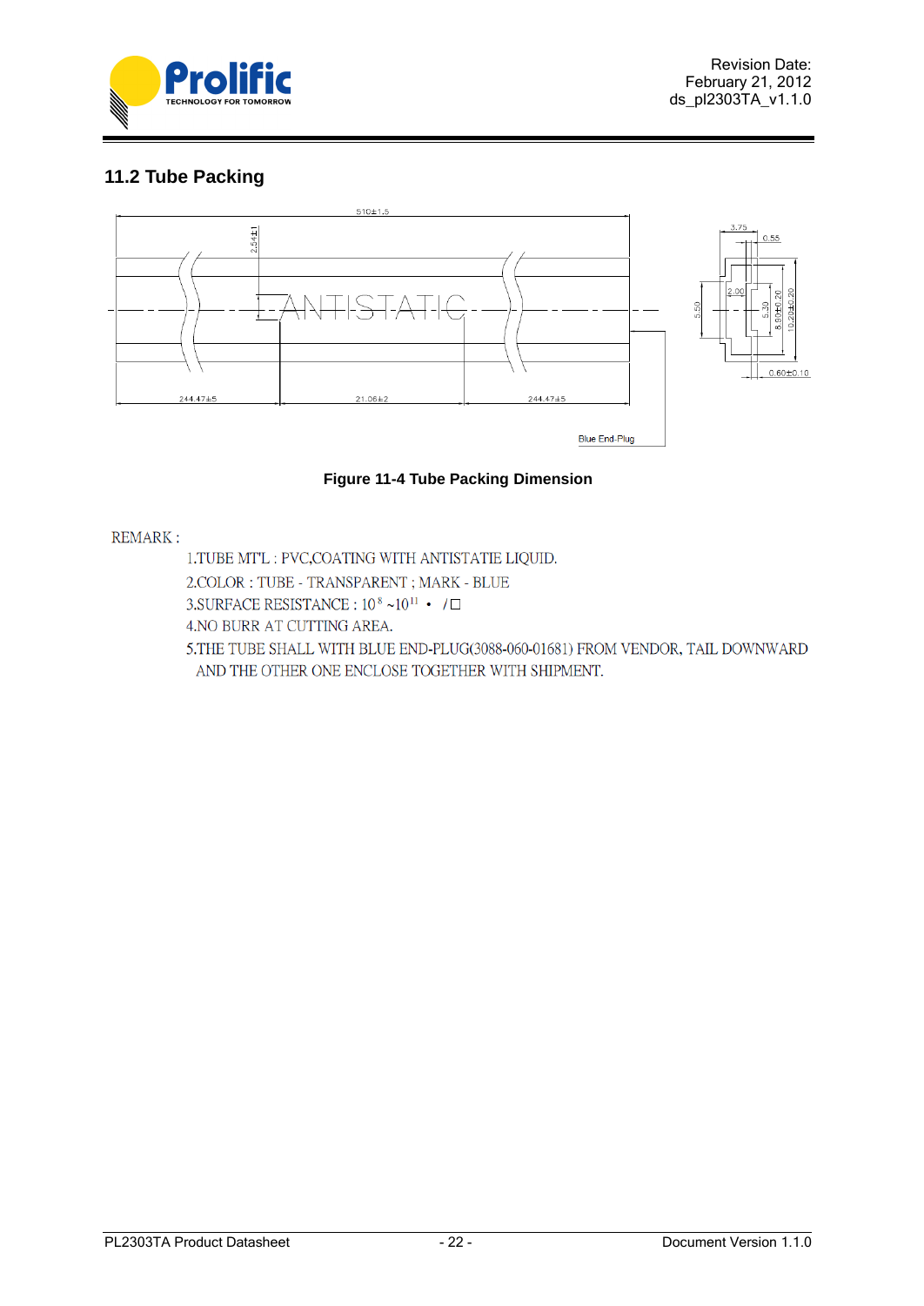## 11.2 Tube Packing

**Figure 11-4 Tube Packing Dimension**

REMARK :

1.TUBE MT'L : PVC,COATING WITH ANTISTATIE LIQUID.

2.COLOR : TUBE - TRANSPARENT ; MARK - BLUE

3.SURFACE RESISTANCE : $10^{8} \sim 10^{11}$ • /□

4.NO BURR AT CUTTING AREA.

5.THE TUBE SHALL WITH BLUE END-PLUG(3088-060-01681) FROM VENDOR, TAIL DOWNWARD AND THE OTHER ONE ENCLOSE TOGETHER WITH SHIPMENT.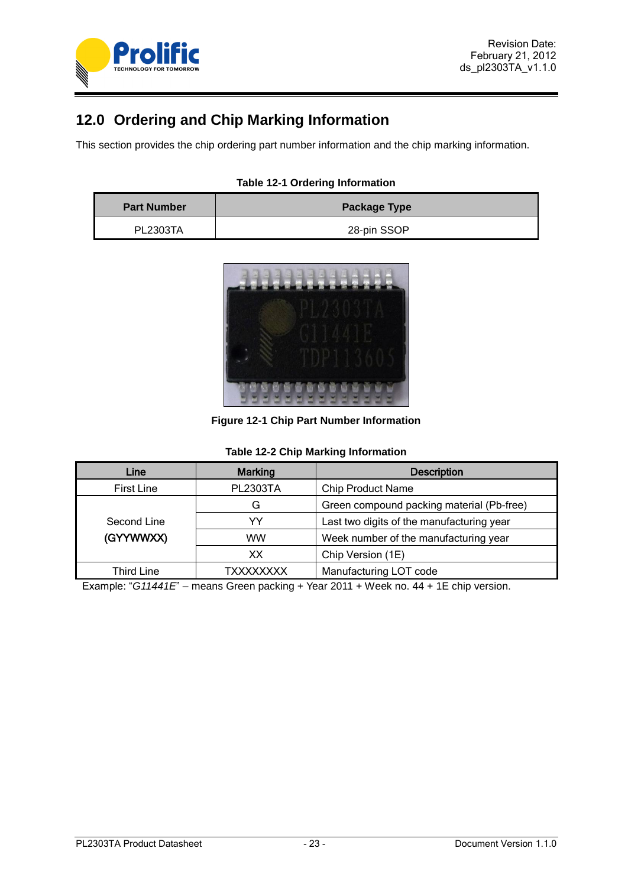## 12.0 Ordering and Chip Marking Information

This section provides the chip ordering part number information and the chip marking information.

**Table 12-1 Ordering Information**

| Part Number | Package Type |
|---|---|
| PL2303TA | 28-pin SSOP |

**Figure 12-1 Chip Part Number Information**

**Table 12-2 Chip Marking Information**

| Line | Marking | Description |
|---|---|---|
| First Line | PL2303TA | Chip Product Name |
| Second Line (GYYWWXX) | G | Green compound packing material (Pb-free) |
| | YY | Last two digits of the manufacturing year |
| | WW | Week number of the manufacturing year |
| | XX | Chip Version (1E) |
| Third Line | TXXXXXXXX | Manufacturing LOT code |

Example: "*G11441E*" – means Green packing + Year 2011 + Week no. 44 + 1E chip version.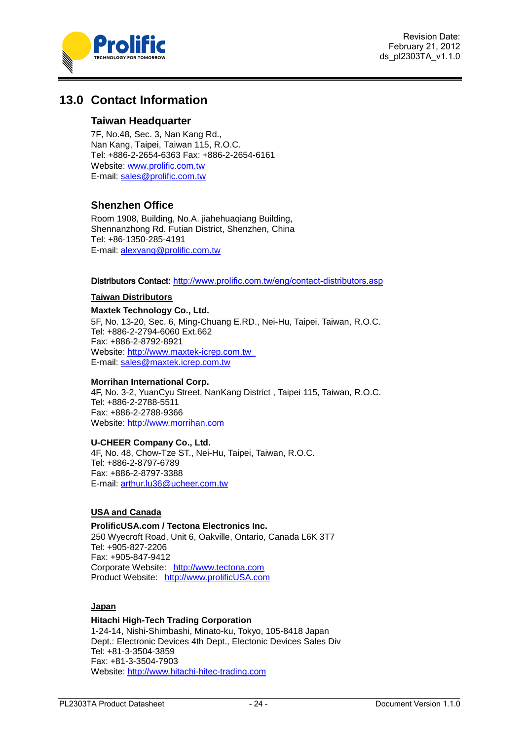## 13.0 Contact Information

### Taiwan Headquarter

7F, No.48, Sec. 3, Nan Kang Rd.,
Nan Kang, Taipei, Taiwan 115, R.O.C.
Tel: +886-2-2654-6363 Fax: +886-2-2654-6161
Website: www.prolific.com.tw
E-mail: sales@prolific.com.tw

### Shenzhen Office

Room 1908, Building, No.A. jiahehuaqiang Building,
Shennanzhong Rd. Futian District, Shenzhen, China
Tel: +86-1350-285-4191
E-mail: alexyang@prolific.com.tw

**Distributors Contact:** http://www.prolific.com.tw/eng/contact-distributors.asp

**Taiwan Distributors**

**Maxtek Technology Co., Ltd.**
5F, No. 13-20, Sec. 6, Ming-Chuang E.RD., Nei-Hu, Taipei, Taiwan, R.O.C.
Tel: +886-2-2794-6060 Ext.662
Fax: +886-2-8792-8921
Website: http://www.maxtek-icrep.com.tw
E-mail: sales@maxtek.icrep.com.tw

**Morrihan International Corp.**
4F, No. 3-2, YuanCyu Street, NanKang District , Taipei 115, Taiwan, R.O.C.
Tel: +886-2-2788-5511
Fax: +886-2-2788-9366
Website: http://www.morrihan.com

**U-CHEER Company Co., Ltd.**
4F, No. 48, Chow-Tze ST., Nei-Hu, Taipei, Taiwan, R.O.C.
Tel: +886-2-8797-6789
Fax: +886-2-8797-3388
E-mail: arthur.lu36@ucheer.com.tw

**USA and Canada**

**ProlificUSA.com / Tectona Electronics Inc.**
250 Wyecroft Road, Unit 6, Oakville, Ontario, Canada L6K 3T7
Tel: +905-827-2206
Fax: +905-847-9412
Corporate Website: http://www.tectona.com
Product Website: http://www.prolificUSA.com

**Japan**

**Hitachi High-Tech Trading Corporation**
1-24-14, Nishi-Shimbashi, Minato-ku, Tokyo, 105-8418 Japan
Dept.: Electronic Devices 4th Dept., Electonic Devices Sales Div
Tel: +81-3-3504-3859
Fax: +81-3-3504-7903
Website: http://www.hitachi-hitec-trading.com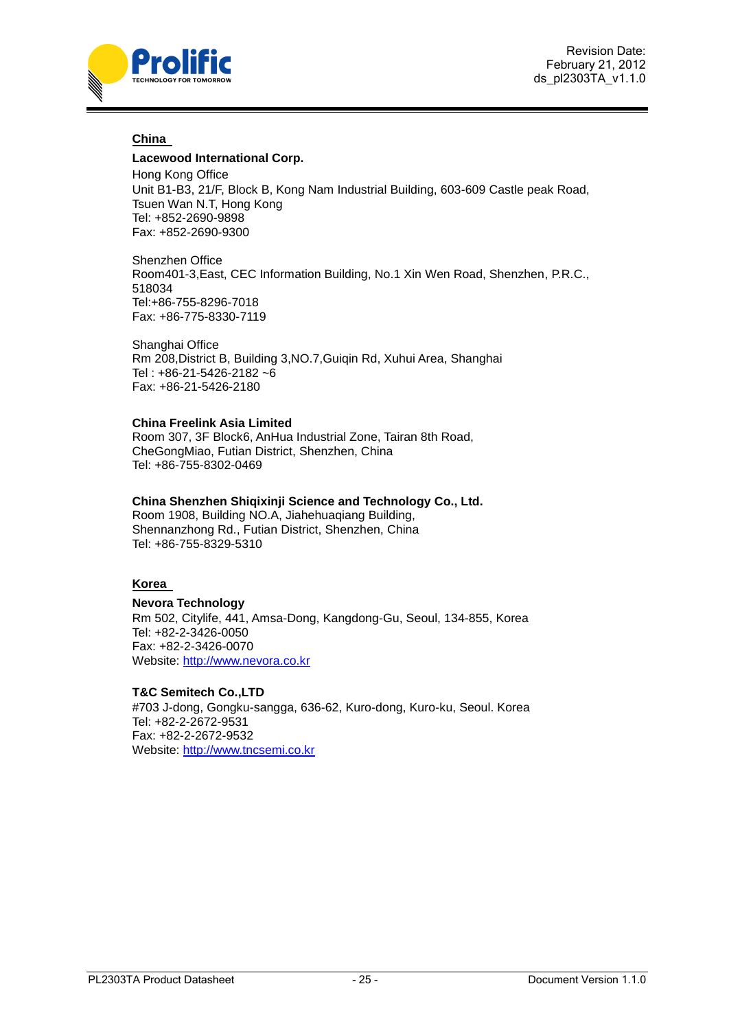## China

**Lacewood International Corp.**
Hong Kong Office
Unit B1-B3, 21/F, Block B, Kong Nam Industrial Building, 603-609 Castle peak Road,
Tsuen Wan N.T, Hong Kong
Tel: +852-2690-9898
Fax: +852-2690-9300

Shenzhen Office
Room401-3,East, CEC Information Building, No.1 Xin Wen Road, Shenzhen, P.R.C.,
518034
Tel:+86-755-8296-7018
Fax: +86-775-8330-7119

Shanghai Office
Rm 208,District B, Building 3,NO.7,Guiqin Rd, Xuhui Area, Shanghai
Tel : +86-21-5426-2182 ~6
Fax: +86-21-5426-2180

**China Freelink Asia Limited**
Room 307, 3F Block6, AnHua Industrial Zone, Tairan 8th Road,
CheGongMiao, Futian District, Shenzhen, China
Tel: +86-755-8302-0469

**China Shenzhen Shiqixinji Science and Technology Co., Ltd.**
Room 1908, Building NO.A, Jiahehuaqiang Building,
Shennanzhong Rd., Futian District, Shenzhen, China
Tel: +86-755-8329-5310

## Korea

**Nevora Technology**
Rm 502, Citylife, 441, Amsa-Dong, Kangdong-Gu, Seoul, 134-855, Korea
Tel: +82-2-3426-0050
Fax: +82-2-3426-0070
Website: http://www.nevora.co.kr

**T&C Semitech Co.,LTD**
#703 J-dong, Gongku-sangga, 636-62, Kuro-dong, Kuro-ku, Seoul. Korea
Tel: +82-2-2672-9531
Fax: +82-2-2672-9532
Website: http://www.tncsemi.co.kr